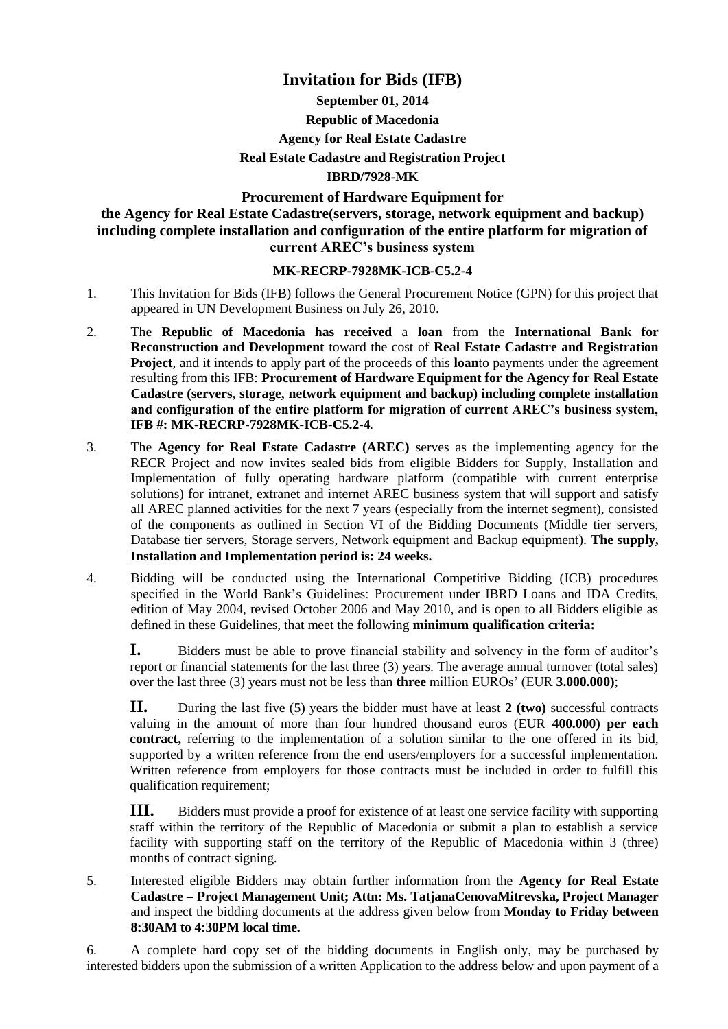# Invitation for Bids (IFB)

**September 01, 2014**

**Republic of Macedonia**

**Agency for Real Estate Cadastre**

**Real Estate Cadastre and Registration Project**

**IBRD/7928-MK**

**Procurement of Hardware Equipment for the Agency for Real Estate Cadastre(servers, storage, network equipment and backup) including complete installation and configuration of the entire platform for migration of current AREC's business system**

**MK-RECRP-7928MK-ICB-C5.2-4**

1. This Invitation for Bids (IFB) follows the General Procurement Notice (GPN) for this project that appeared in UN Development Business on July 26, 2010.

2. The **Republic of Macedonia has received** a **loan** from the **International Bank for Reconstruction and Development** toward the cost of **Real Estate Cadastre and Registration Project**, and it intends to apply part of the proceeds of this **loan**to payments under the agreement resulting from this IFB: **Procurement of Hardware Equipment for the Agency for Real Estate Cadastre (servers, storage, network equipment and backup) including complete installation and configuration of the entire platform for migration of current AREC's business system, IFB #: MK-RECRP-7928MK-ICB-C5.2-4**.

3. The **Agency for Real Estate Cadastre (AREC)** serves as the implementing agency for the RECR Project and now invites sealed bids from eligible Bidders for Supply, Installation and Implementation of fully operating hardware platform (compatible with current enterprise solutions) for intranet, extranet and internet AREC business system that will support and satisfy all AREC planned activities for the next 7 years (especially from the internet segment), consisted of the components as outlined in Section VI of the Bidding Documents (Middle tier servers, Database tier servers, Storage servers, Network equipment and Backup equipment). **The supply, Installation and Implementation period is: 24 weeks.**

4. Bidding will be conducted using the International Competitive Bidding (ICB) procedures specified in the World Bank's Guidelines: Procurement under IBRD Loans and IDA Credits, edition of May 2004, revised October 2006 and May 2010, and is open to all Bidders eligible as defined in these Guidelines, that meet the following **minimum qualification criteria:**

   **I.** Bidders must be able to prove financial stability and solvency in the form of auditor's report or financial statements for the last three (3) years. The average annual turnover (total sales) over the last three (3) years must not be less than **three** million EUROs' (EUR **3.000.000)**;

   **II.** During the last five (5) years the bidder must have at least **2 (two)** successful contracts valuing in the amount of more than four hundred thousand euros (EUR **400.000) per each contract,** referring to the implementation of a solution similar to the one offered in its bid, supported by a written reference from the end users/employers for a successful implementation. Written reference from employers for those contracts must be included in order to fulfill this qualification requirement;

   **III.** Bidders must provide a proof for existence of at least one service facility with supporting staff within the territory of the Republic of Macedonia or submit a plan to establish a service facility with supporting staff on the territory of the Republic of Macedonia within 3 (three) months of contract signing.

5. Interested eligible Bidders may obtain further information from the **Agency for Real Estate Cadastre – Project Management Unit; Attn: Ms. TatjanaCenovaMitrevska, Project Manager** and inspect the bidding documents at the address given below from **Monday to Friday between 8:30AM to 4:30PM local time.**

6. A complete hard copy set of the bidding documents in English only, may be purchased by interested bidders upon the submission of a written Application to the address below and upon payment of a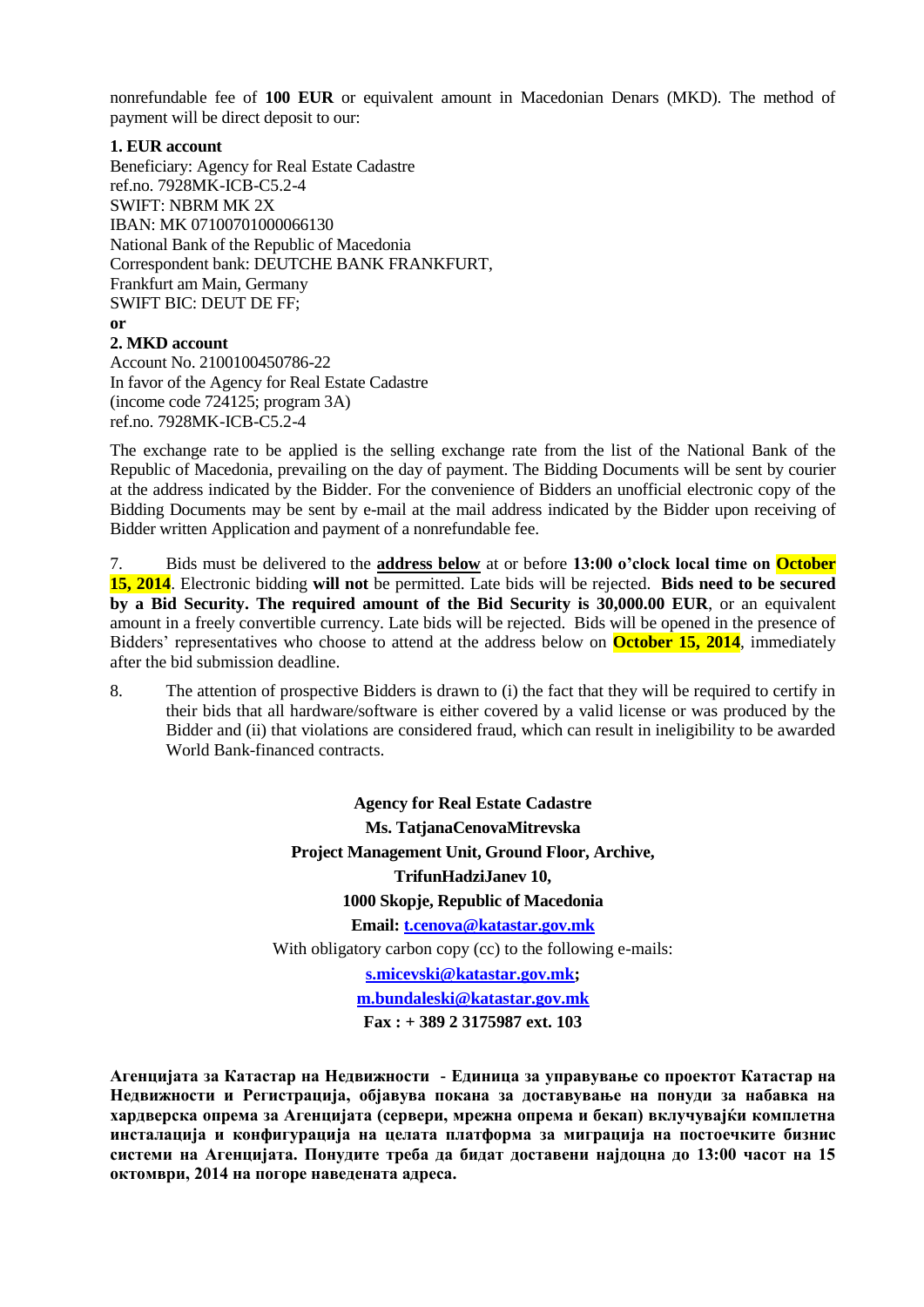nonrefundable fee of **100 EUR** or equivalent amount in Macedonian Denars (MKD). The method of payment will be direct deposit to our:

**1. EUR account**
Beneficiary: Agency for Real Estate Cadastre
ref.no. 7928MK-ICB-C5.2-4
SWIFT: NBRM MK 2X
IBAN: MK 07100701000066130
National Bank of the Republic of Macedonia
Correspondent bank: DEUTCHE BANK FRANKFURT,
Frankfurt am Main, Germany
SWIFT BIC: DEUT DE FF;

**or**

**2. MKD account**
Account No. 2100100450786-22
In favor of the Agency for Real Estate Cadastre
(income code 724125; program 3A)
ref.no. 7928MK-ICB-C5.2-4

The exchange rate to be applied is the selling exchange rate from the list of the National Bank of the Republic of Macedonia, prevailing on the day of payment. The Bidding Documents will be sent by courier at the address indicated by the Bidder. For the convenience of Bidders an unofficial electronic copy of the Bidding Documents may be sent by e-mail at the mail address indicated by the Bidder upon receiving of Bidder written Application and payment of a nonrefundable fee.

7. Bids must be delivered to the **address below** at or before **13:00 o'clock local time on October 15, 2014**. Electronic bidding **will not** be permitted. Late bids will be rejected. **Bids need to be secured by a Bid Security. The required amount of the Bid Security is 30,000.00 EUR**, or an equivalent amount in a freely convertible currency. Late bids will be rejected. Bids will be opened in the presence of Bidders' representatives who choose to attend at the address below on **October 15, 2014**, immediately after the bid submission deadline.

8. The attention of prospective Bidders is drawn to (i) the fact that they will be required to certify in their bids that all hardware/software is either covered by a valid license or was produced by the Bidder and (ii) that violations are considered fraud, which can result in ineligibility to be awarded World Bank-financed contracts.

**Agency for Real Estate Cadastre**
**Ms. TatjanaCenovaMitrevska**
**Project Management Unit, Ground Floor, Archive,**
**TrifunHadziJanev 10,**
**1000 Skopje, Republic of Macedonia**
**Email: t.cenova@katastar.gov.mk**
With obligatory carbon copy (cc) to the following e-mails:
**s.micevski@katastar.gov.mk;**
**m.bundaleski@katastar.gov.mk**
**Fax : + 389 2 3175987 ext. 103**

**Агенцијата за Катастар на Недвижности - Единица за управување со проектот Катастар на Недвижности и Регистрација, објавува покана за доставување на понуди за набавка на хардверска опрема за Агенцијата (сервери, мрежна опрема и бекап) вклучувајќи комплетна инсталација и конфигурација на целата платформа за миграција на постоечките бизнис системи на Агенцијата. Понудите треба да бидат доставени најдоцна до 13:00 часот на 15 октомври, 2014 на погоре наведената адреса.**